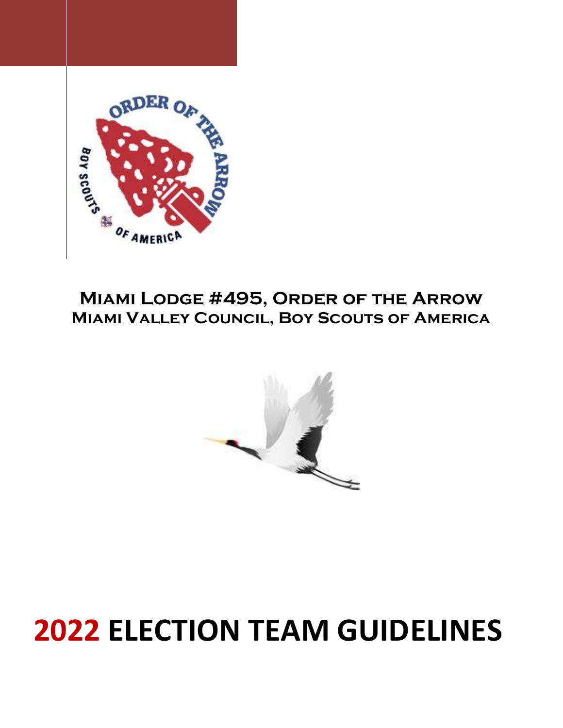**Miami Lodge #495, Order of the Arrow**
**Miami Valley Council, Boy Scouts of America**

# 2022 ELECTION TEAM GUIDELINES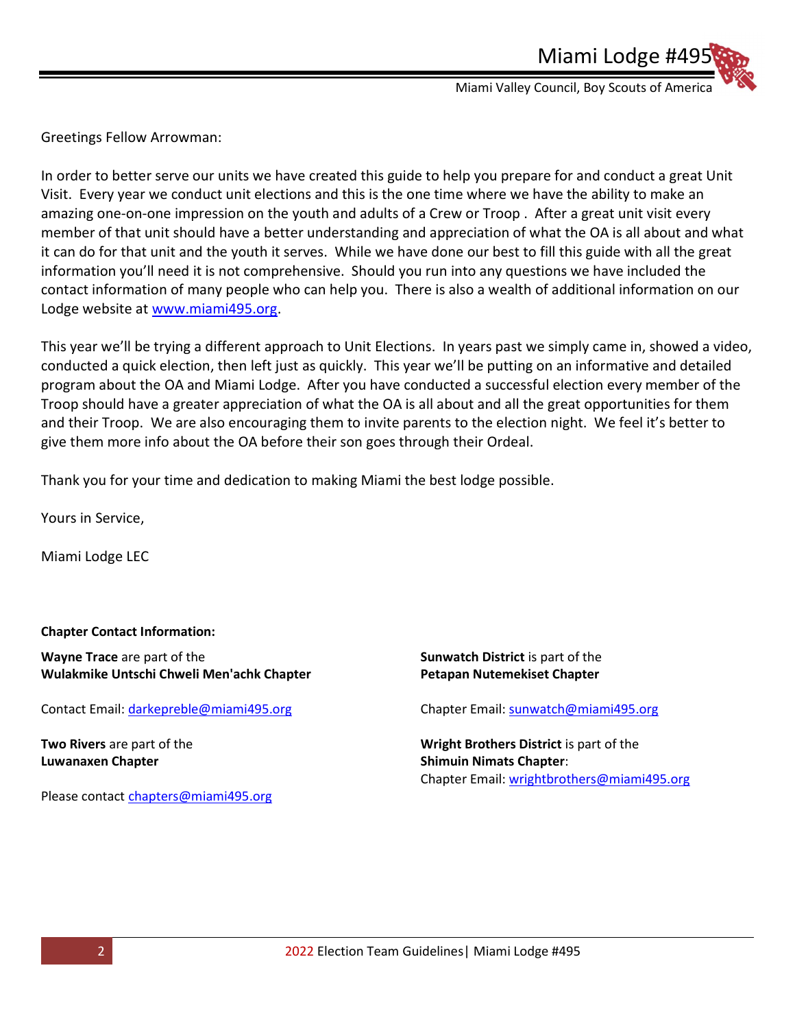Greetings Fellow Arrowman:

In order to better serve our units we have created this guide to help you prepare for and conduct a great Unit Visit. Every year we conduct unit elections and this is the one time where we have the ability to make an amazing one-on-one impression on the youth and adults of a Crew or Troop . After a great unit visit every member of that unit should have a better understanding and appreciation of what the OA is all about and what it can do for that unit and the youth it serves. While we have done our best to fill this guide with all the great information you'll need it is not comprehensive. Should you run into any questions we have included the contact information of many people who can help you. There is also a wealth of additional information on our Lodge website at [www.miami495.org](http://www.miami495.org).

This year we'll be trying a different approach to Unit Elections. In years past we simply came in, showed a video, conducted a quick election, then left just as quickly. This year we'll be putting on an informative and detailed program about the OA and Miami Lodge. After you have conducted a successful election every member of the Troop should have a greater appreciation of what the OA is all about and all the great opportunities for them and their Troop. We are also encouraging them to invite parents to the election night. We feel it's better to give them more info about the OA before their son goes through their Ordeal.

Thank you for your time and dedication to making Miami the best lodge possible.

Yours in Service,

Miami Lodge LEC

**Chapter Contact Information:**

**Wayne Trace** are part of the
**Wulakmike Untschi Chweli Men'achk Chapter**

Contact Email: [darkepreble@miami495.org](mailto:darkepreble@miami495.org)

**Two Rivers** are part of the
**Luwanaxen Chapter**

Please contact [chapters@miami495.org](mailto:chapters@miami495.org)

**Sunwatch District** is part of the
**Petapan Nutemekiset Chapter**

Chapter Email: [sunwatch@miami495.org](mailto:sunwatch@miami495.org)

**Wright Brothers District** is part of the
**Shimuin Nimats Chapter**:
Chapter Email: [wrightbrothers@miami495.org](mailto:wrightbrothers@miami495.org)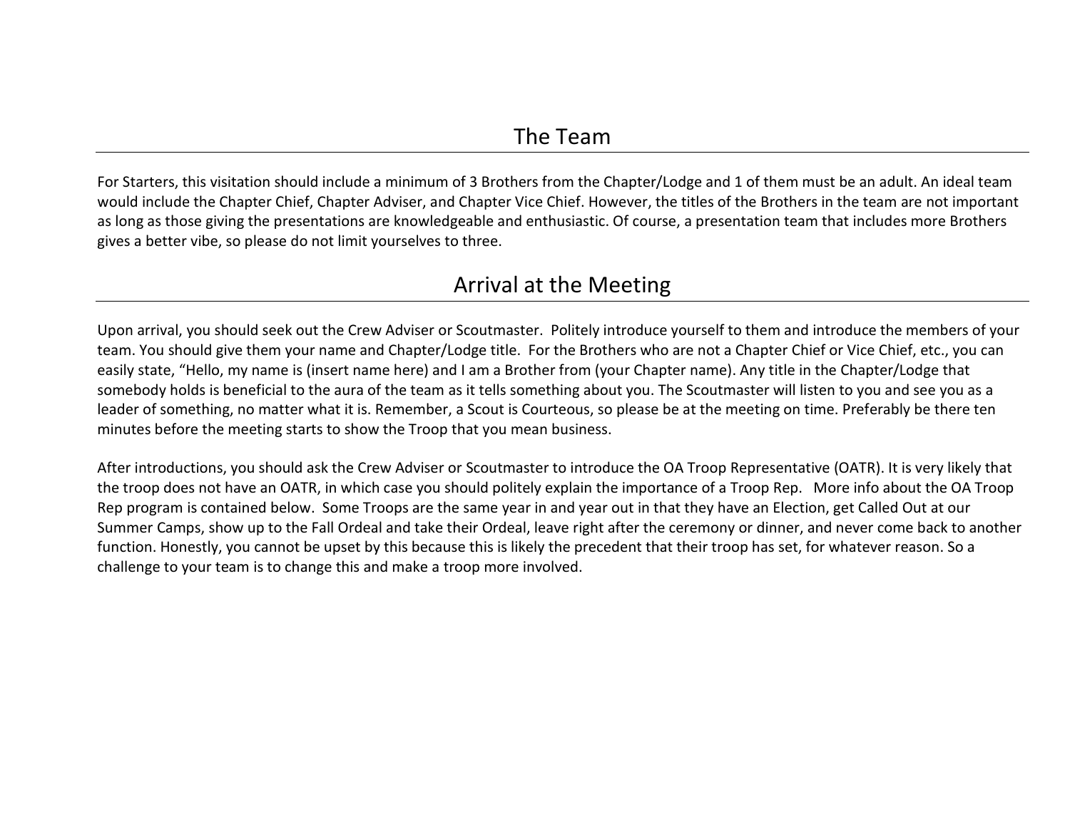## The Team

For Starters, this visitation should include a minimum of 3 Brothers from the Chapter/Lodge and 1 of them must be an adult. An ideal team would include the Chapter Chief, Chapter Adviser, and Chapter Vice Chief. However, the titles of the Brothers in the team are not important as long as those giving the presentations are knowledgeable and enthusiastic. Of course, a presentation team that includes more Brothers gives a better vibe, so please do not limit yourselves to three.

## Arrival at the Meeting

Upon arrival, you should seek out the Crew Adviser or Scoutmaster. Politely introduce yourself to them and introduce the members of your team. You should give them your name and Chapter/Lodge title. For the Brothers who are not a Chapter Chief or Vice Chief, etc., you can easily state, "Hello, my name is (insert name here) and I am a Brother from (your Chapter name). Any title in the Chapter/Lodge that somebody holds is beneficial to the aura of the team as it tells something about you. The Scoutmaster will listen to you and see you as a leader of something, no matter what it is. Remember, a Scout is Courteous, so please be at the meeting on time. Preferably be there ten minutes before the meeting starts to show the Troop that you mean business.

After introductions, you should ask the Crew Adviser or Scoutmaster to introduce the OA Troop Representative (OATR). It is very likely that the troop does not have an OATR, in which case you should politely explain the importance of a Troop Rep. More info about the OA Troop Rep program is contained below. Some Troops are the same year in and year out in that they have an Election, get Called Out at our Summer Camps, show up to the Fall Ordeal and take their Ordeal, leave right after the ceremony or dinner, and never come back to another function. Honestly, you cannot be upset by this because this is likely the precedent that their troop has set, for whatever reason. So a challenge to your team is to change this and make a troop more involved.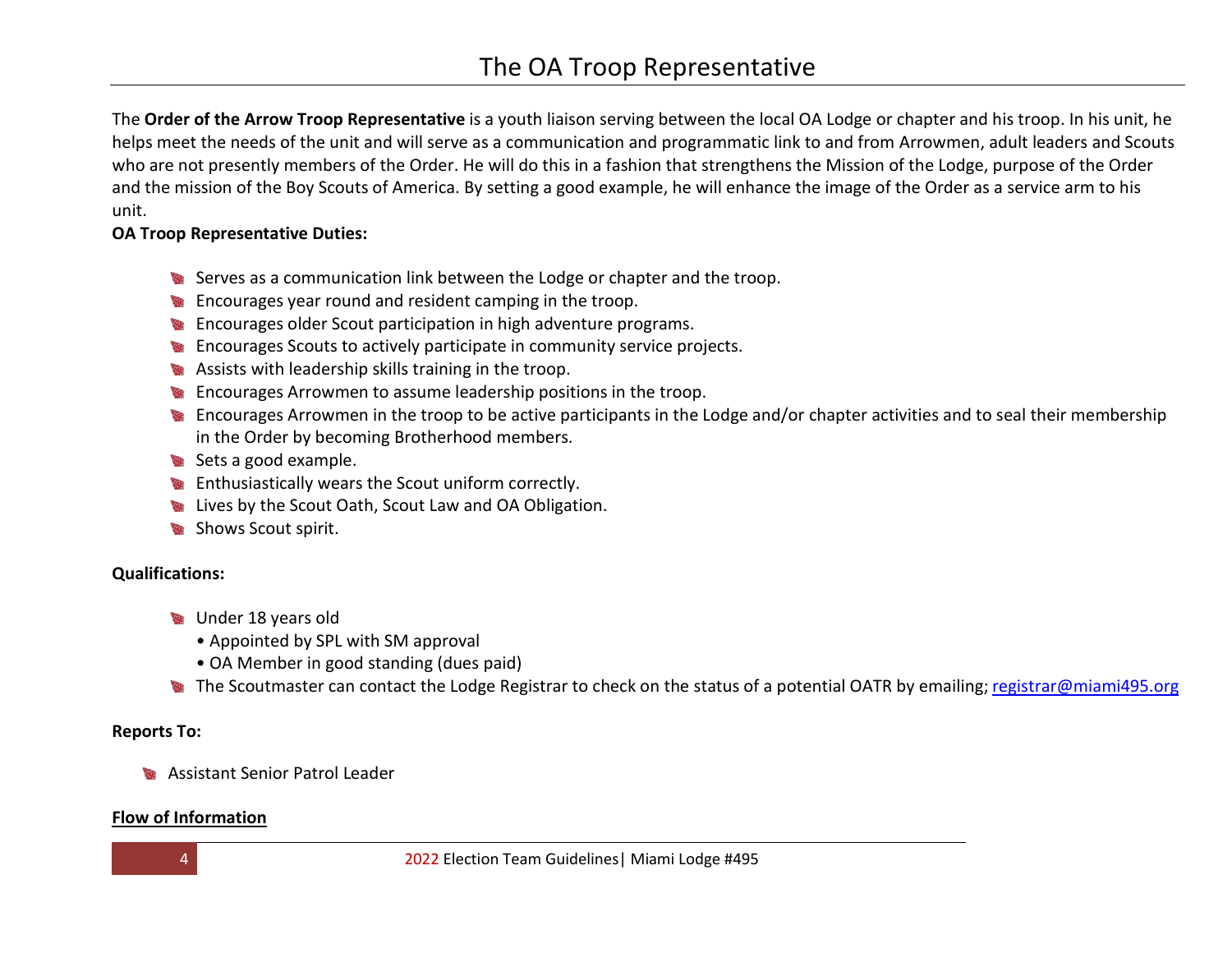# The OA Troop Representative

The **Order of the Arrow Troop Representative** is a youth liaison serving between the local OA Lodge or chapter and his troop. In his unit, he helps meet the needs of the unit and will serve as a communication and programmatic link to and from Arrowmen, adult leaders and Scouts who are not presently members of the Order. He will do this in a fashion that strengthens the Mission of the Lodge, purpose of the Order and the mission of the Boy Scouts of America. By setting a good example, he will enhance the image of the Order as a service arm to his unit.

**OA Troop Representative Duties:**

- Serves as a communication link between the Lodge or chapter and the troop.
- Encourages year round and resident camping in the troop.
- Encourages older Scout participation in high adventure programs.
- Encourages Scouts to actively participate in community service projects.
- Assists with leadership skills training in the troop.
- Encourages Arrowmen to assume leadership positions in the troop.
- Encourages Arrowmen in the troop to be active participants in the Lodge and/or chapter activities and to seal their membership in the Order by becoming Brotherhood members.
- Sets a good example.
- Enthusiastically wears the Scout uniform correctly.
- Lives by the Scout Oath, Scout Law and OA Obligation.
- Shows Scout spirit.

**Qualifications:**

- Under 18 years old
  - Appointed by SPL with SM approval
  - OA Member in good standing (dues paid)
- The Scoutmaster can contact the Lodge Registrar to check on the status of a potential OATR by emailing; registrar@miami495.org

**Reports To:**

- Assistant Senior Patrol Leader

**Flow of Information**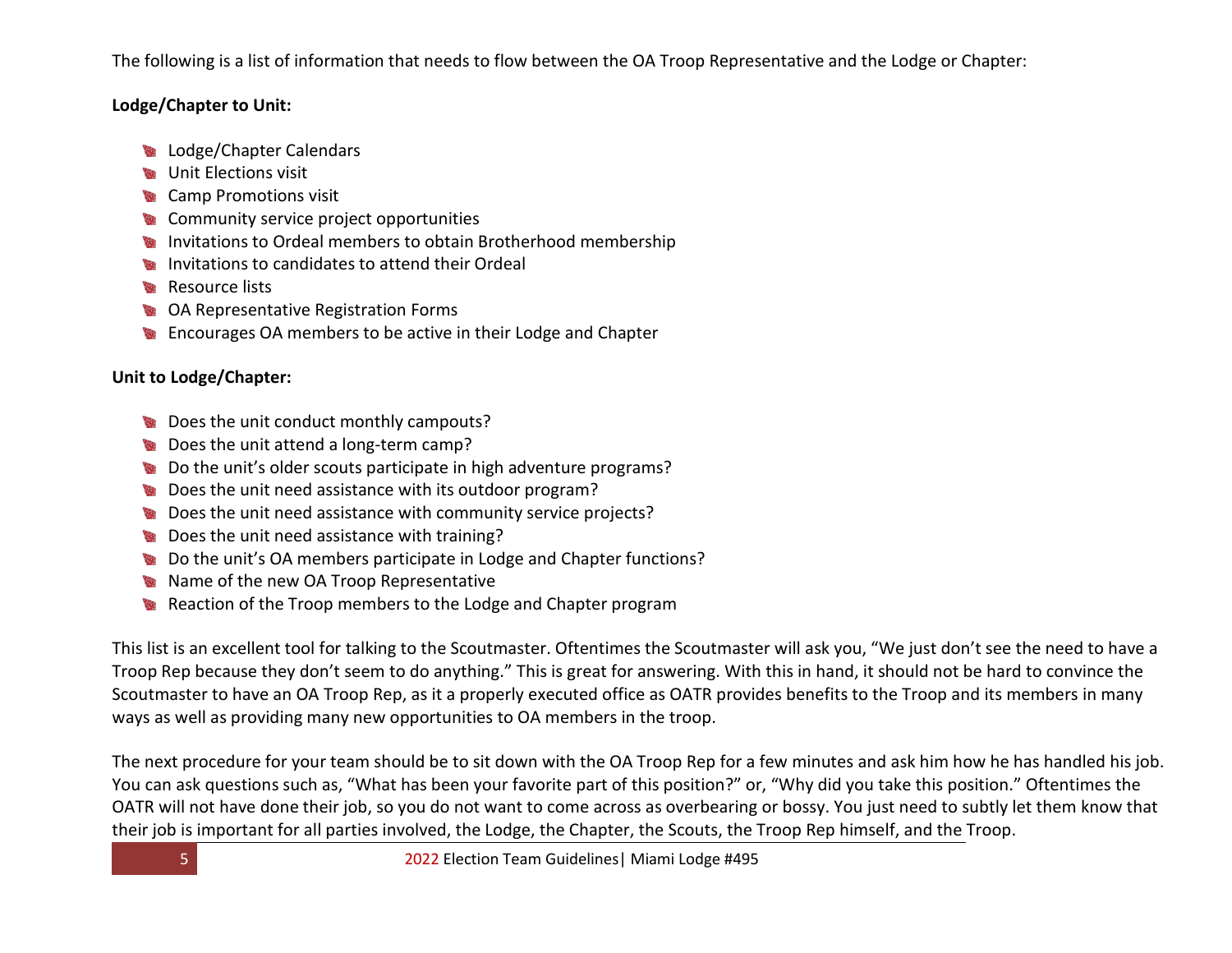The following is a list of information that needs to flow between the OA Troop Representative and the Lodge or Chapter:

**Lodge/Chapter to Unit:**

- Lodge/Chapter Calendars
- Unit Elections visit
- Camp Promotions visit
- Community service project opportunities
- Invitations to Ordeal members to obtain Brotherhood membership
- Invitations to candidates to attend their Ordeal
- Resource lists
- OA Representative Registration Forms
- Encourages OA members to be active in their Lodge and Chapter

**Unit to Lodge/Chapter:**

- Does the unit conduct monthly campouts?
- Does the unit attend a long-term camp?
- Do the unit's older scouts participate in high adventure programs?
- Does the unit need assistance with its outdoor program?
- Does the unit need assistance with community service projects?
- Does the unit need assistance with training?
- Do the unit's OA members participate in Lodge and Chapter functions?
- Name of the new OA Troop Representative
- Reaction of the Troop members to the Lodge and Chapter program

This list is an excellent tool for talking to the Scoutmaster. Oftentimes the Scoutmaster will ask you, "We just don't see the need to have a Troop Rep because they don't seem to do anything." This is great for answering. With this in hand, it should not be hard to convince the Scoutmaster to have an OA Troop Rep, as it a properly executed office as OATR provides benefits to the Troop and its members in many ways as well as providing many new opportunities to OA members in the troop.

The next procedure for your team should be to sit down with the OA Troop Rep for a few minutes and ask him how he has handled his job. You can ask questions such as, "What has been your favorite part of this position?" or, "Why did you take this position." Oftentimes the OATR will not have done their job, so you do not want to come across as overbearing or bossy. You just need to subtly let them know that their job is important for all parties involved, the Lodge, the Chapter, the Scouts, the Troop Rep himself, and the Troop.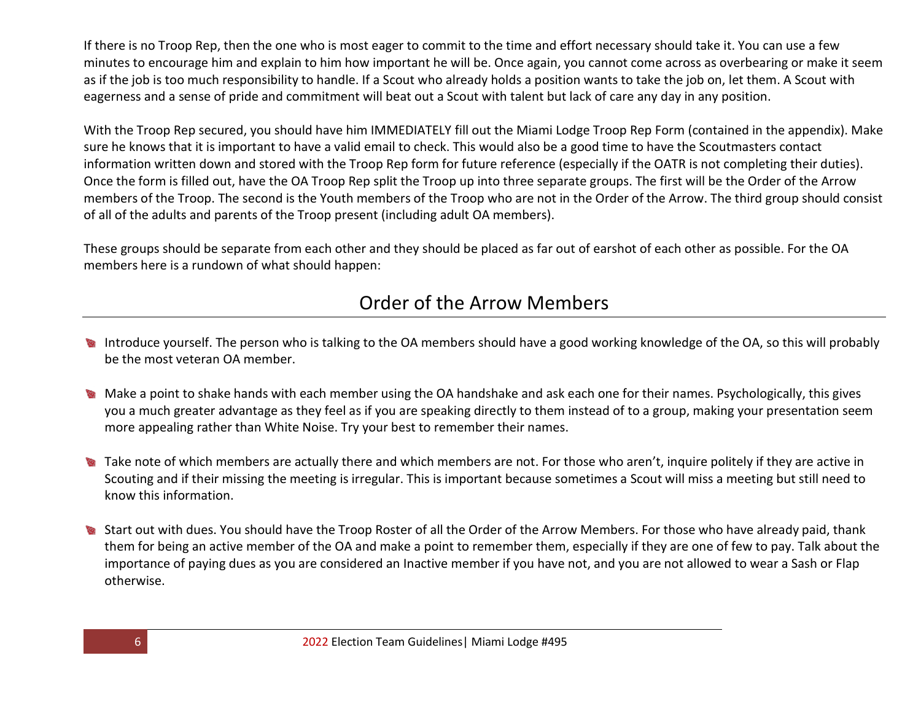If there is no Troop Rep, then the one who is most eager to commit to the time and effort necessary should take it. You can use a few minutes to encourage him and explain to him how important he will be. Once again, you cannot come across as overbearing or make it seem as if the job is too much responsibility to handle. If a Scout who already holds a position wants to take the job on, let them. A Scout with eagerness and a sense of pride and commitment will beat out a Scout with talent but lack of care any day in any position.

With the Troop Rep secured, you should have him IMMEDIATELY fill out the Miami Lodge Troop Rep Form (contained in the appendix). Make sure he knows that it is important to have a valid email to check. This would also be a good time to have the Scoutmasters contact information written down and stored with the Troop Rep form for future reference (especially if the OATR is not completing their duties). Once the form is filled out, have the OA Troop Rep split the Troop up into three separate groups. The first will be the Order of the Arrow members of the Troop. The second is the Youth members of the Troop who are not in the Order of the Arrow. The third group should consist of all of the adults and parents of the Troop present (including adult OA members).

These groups should be separate from each other and they should be placed as far out of earshot of each other as possible. For the OA members here is a rundown of what should happen:

## Order of the Arrow Members

- Introduce yourself. The person who is talking to the OA members should have a good working knowledge of the OA, so this will probably be the most veteran OA member.
- Make a point to shake hands with each member using the OA handshake and ask each one for their names. Psychologically, this gives you a much greater advantage as they feel as if you are speaking directly to them instead of to a group, making your presentation seem more appealing rather than White Noise. Try your best to remember their names.
- Take note of which members are actually there and which members are not. For those who aren't, inquire politely if they are active in Scouting and if their missing the meeting is irregular. This is important because sometimes a Scout will miss a meeting but still need to know this information.
- Start out with dues. You should have the Troop Roster of all the Order of the Arrow Members. For those who have already paid, thank them for being an active member of the OA and make a point to remember them, especially if they are one of few to pay. Talk about the importance of paying dues as you are considered an Inactive member if you have not, and you are not allowed to wear a Sash or Flap otherwise.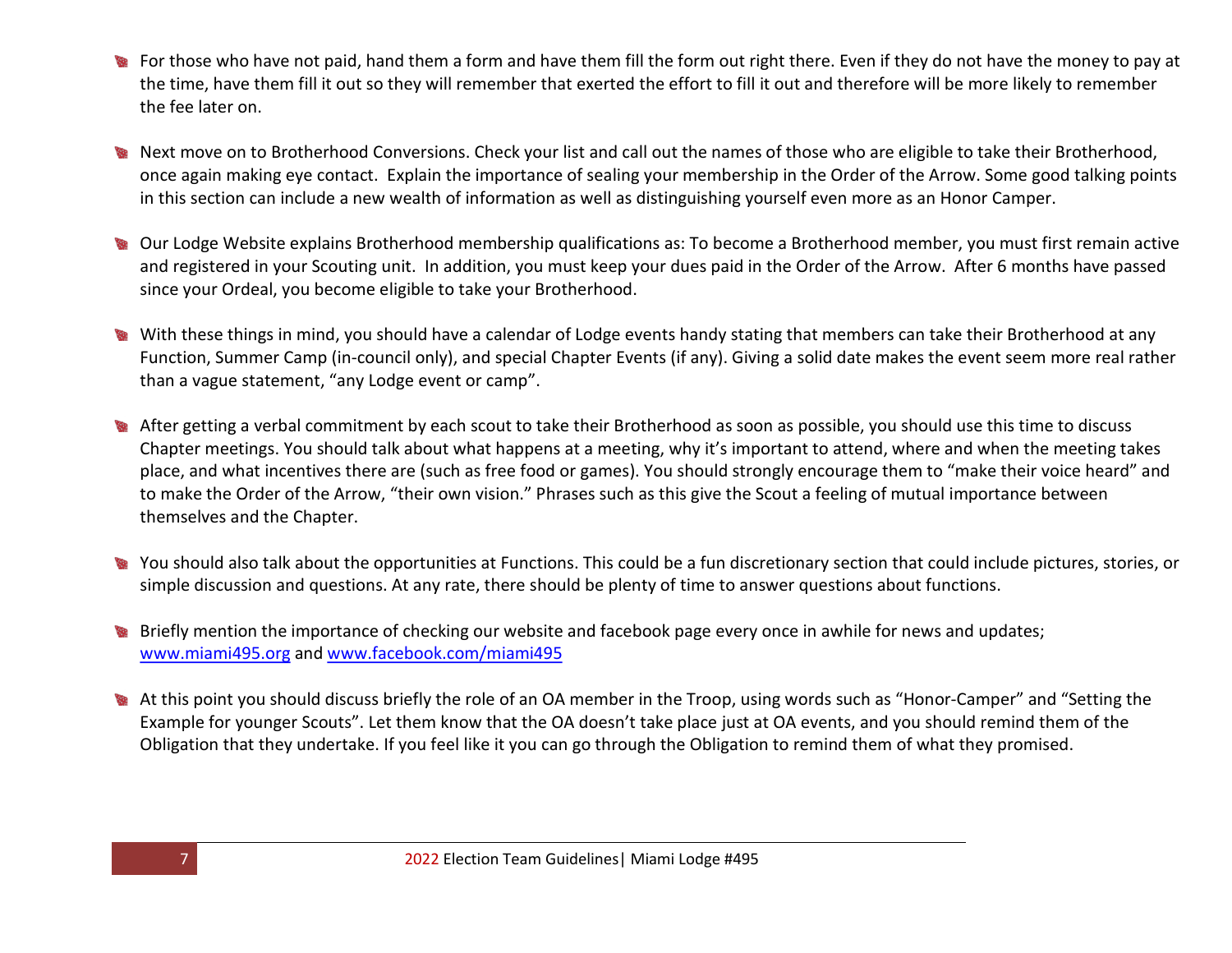- For those who have not paid, hand them a form and have them fill the form out right there. Even if they do not have the money to pay at the time, have them fill it out so they will remember that exerted the effort to fill it out and therefore will be more likely to remember the fee later on.

- Next move on to Brotherhood Conversions. Check your list and call out the names of those who are eligible to take their Brotherhood, once again making eye contact. Explain the importance of sealing your membership in the Order of the Arrow. Some good talking points in this section can include a new wealth of information as well as distinguishing yourself even more as an Honor Camper.

- Our Lodge Website explains Brotherhood membership qualifications as: To become a Brotherhood member, you must first remain active and registered in your Scouting unit. In addition, you must keep your dues paid in the Order of the Arrow. After 6 months have passed since your Ordeal, you become eligible to take your Brotherhood.

- With these things in mind, you should have a calendar of Lodge events handy stating that members can take their Brotherhood at any Function, Summer Camp (in-council only), and special Chapter Events (if any). Giving a solid date makes the event seem more real rather than a vague statement, "any Lodge event or camp".

- After getting a verbal commitment by each scout to take their Brotherhood as soon as possible, you should use this time to discuss Chapter meetings. You should talk about what happens at a meeting, why it's important to attend, where and when the meeting takes place, and what incentives there are (such as free food or games). You should strongly encourage them to "make their voice heard" and to make the Order of the Arrow, "their own vision." Phrases such as this give the Scout a feeling of mutual importance between themselves and the Chapter.

- You should also talk about the opportunities at Functions. This could be a fun discretionary section that could include pictures, stories, or simple discussion and questions. At any rate, there should be plenty of time to answer questions about functions.

- Briefly mention the importance of checking our website and facebook page every once in awhile for news and updates; [www.miami495.org](http://www.miami495.org) and [www.facebook.com/miami495](http://www.facebook.com/miami495)

- At this point you should discuss briefly the role of an OA member in the Troop, using words such as "Honor-Camper" and "Setting the Example for younger Scouts". Let them know that the OA doesn't take place just at OA events, and you should remind them of the Obligation that they undertake. If you feel like it you can go through the Obligation to remind them of what they promised.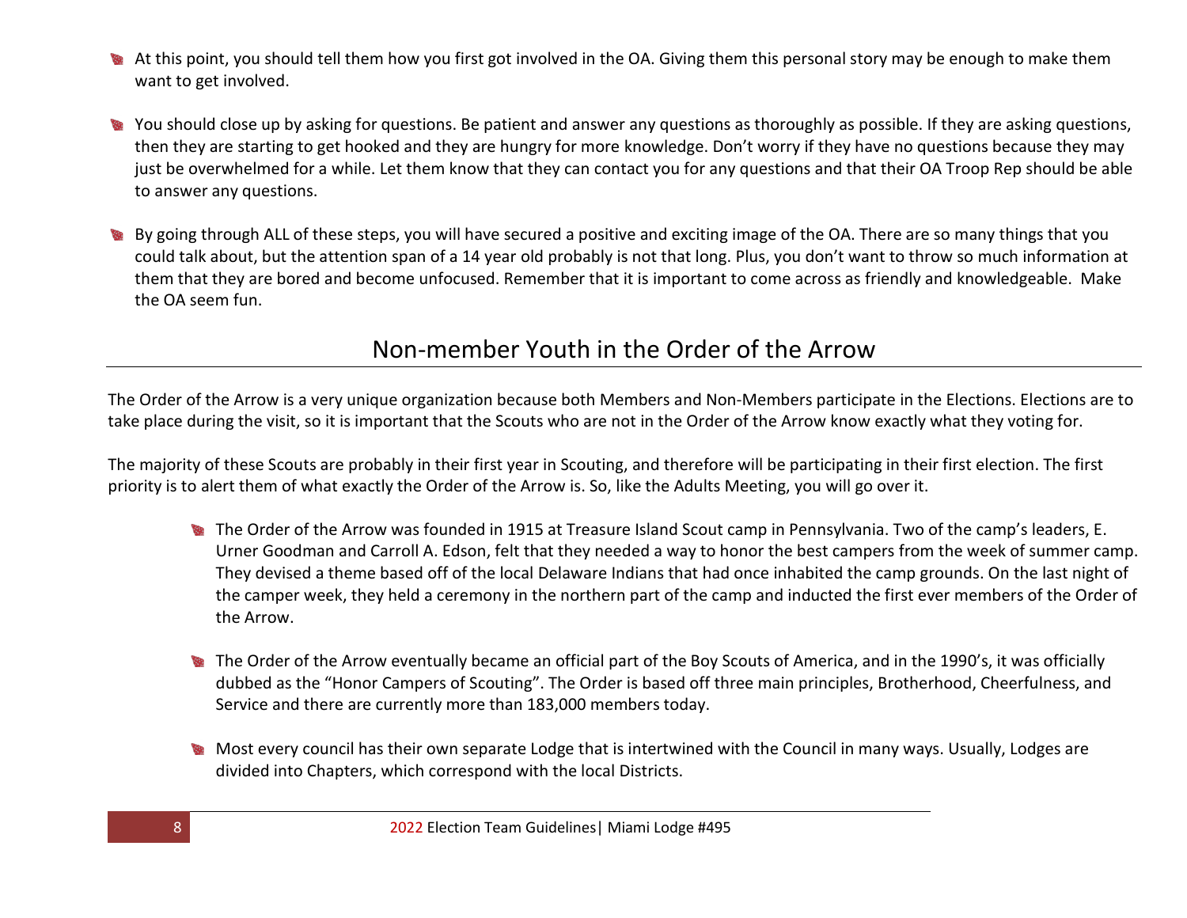- At this point, you should tell them how you first got involved in the OA. Giving them this personal story may be enough to make them want to get involved.

- You should close up by asking for questions. Be patient and answer any questions as thoroughly as possible. If they are asking questions, then they are starting to get hooked and they are hungry for more knowledge. Don't worry if they have no questions because they may just be overwhelmed for a while. Let them know that they can contact you for any questions and that their OA Troop Rep should be able to answer any questions.

- By going through ALL of these steps, you will have secured a positive and exciting image of the OA. There are so many things that you could talk about, but the attention span of a 14 year old probably is not that long. Plus, you don't want to throw so much information at them that they are bored and become unfocused. Remember that it is important to come across as friendly and knowledgeable. Make the OA seem fun.

## Non-member Youth in the Order of the Arrow

The Order of the Arrow is a very unique organization because both Members and Non-Members participate in the Elections. Elections are to take place during the visit, so it is important that the Scouts who are not in the Order of the Arrow know exactly what they voting for.

The majority of these Scouts are probably in their first year in Scouting, and therefore will be participating in their first election. The first priority is to alert them of what exactly the Order of the Arrow is. So, like the Adults Meeting, you will go over it.

- The Order of the Arrow was founded in 1915 at Treasure Island Scout camp in Pennsylvania. Two of the camp's leaders, E. Urner Goodman and Carroll A. Edson, felt that they needed a way to honor the best campers from the week of summer camp. They devised a theme based off of the local Delaware Indians that had once inhabited the camp grounds. On the last night of the camper week, they held a ceremony in the northern part of the camp and inducted the first ever members of the Order of the Arrow.

- The Order of the Arrow eventually became an official part of the Boy Scouts of America, and in the 1990's, it was officially dubbed as the "Honor Campers of Scouting". The Order is based off three main principles, Brotherhood, Cheerfulness, and Service and there are currently more than 183,000 members today.

- Most every council has their own separate Lodge that is intertwined with the Council in many ways. Usually, Lodges are divided into Chapters, which correspond with the local Districts.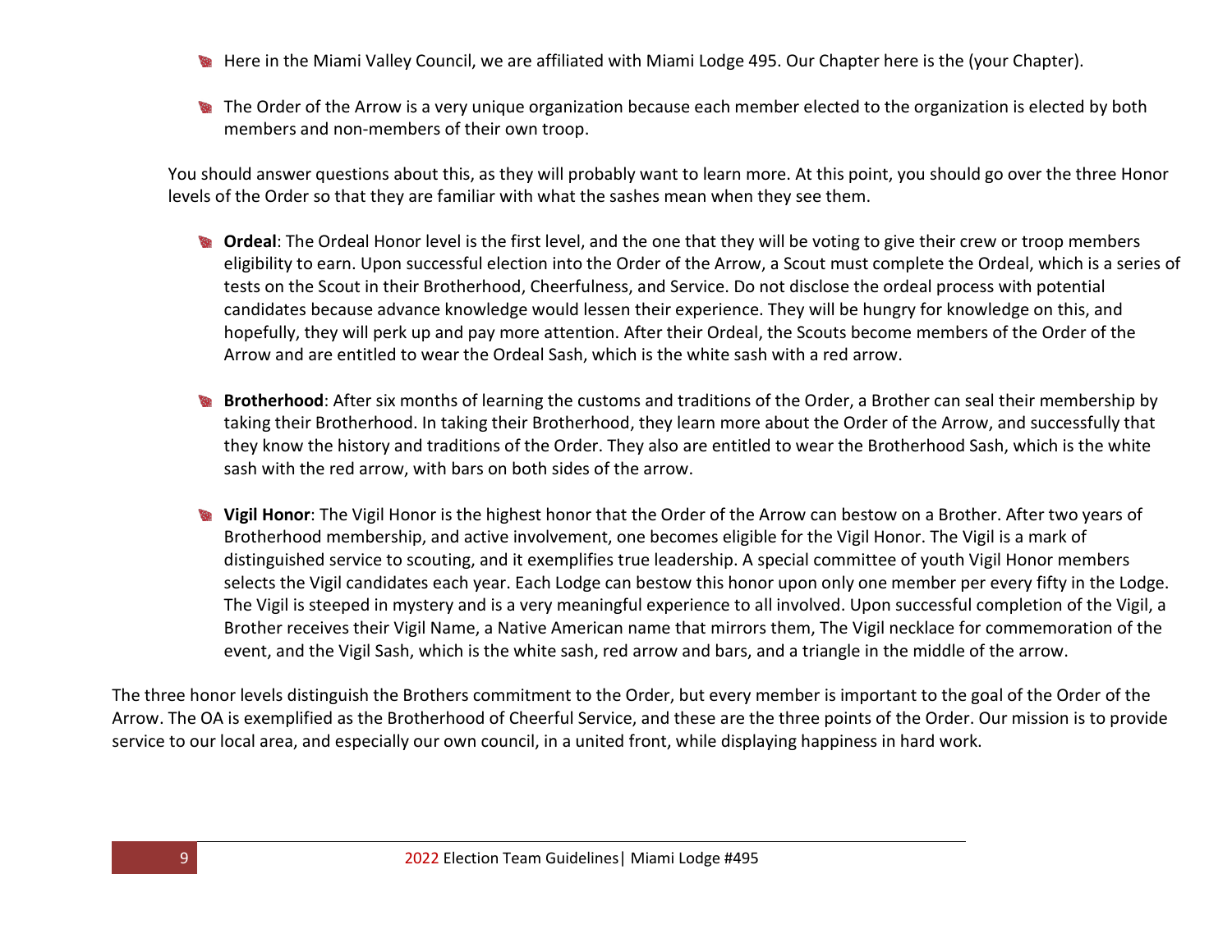- Here in the Miami Valley Council, we are affiliated with Miami Lodge 495. Our Chapter here is the (your Chapter).
- The Order of the Arrow is a very unique organization because each member elected to the organization is elected by both members and non-members of their own troop.

You should answer questions about this, as they will probably want to learn more. At this point, you should go over the three Honor levels of the Order so that they are familiar with what the sashes mean when they see them.

- **Ordeal**: The Ordeal Honor level is the first level, and the one that they will be voting to give their crew or troop members eligibility to earn. Upon successful election into the Order of the Arrow, a Scout must complete the Ordeal, which is a series of tests on the Scout in their Brotherhood, Cheerfulness, and Service. Do not disclose the ordeal process with potential candidates because advance knowledge would lessen their experience. They will be hungry for knowledge on this, and hopefully, they will perk up and pay more attention. After their Ordeal, the Scouts become members of the Order of the Arrow and are entitled to wear the Ordeal Sash, which is the white sash with a red arrow.
- **Brotherhood**: After six months of learning the customs and traditions of the Order, a Brother can seal their membership by taking their Brotherhood. In taking their Brotherhood, they learn more about the Order of the Arrow, and successfully that they know the history and traditions of the Order. They also are entitled to wear the Brotherhood Sash, which is the white sash with the red arrow, with bars on both sides of the arrow.
- **Vigil Honor**: The Vigil Honor is the highest honor that the Order of the Arrow can bestow on a Brother. After two years of Brotherhood membership, and active involvement, one becomes eligible for the Vigil Honor. The Vigil is a mark of distinguished service to scouting, and it exemplifies true leadership. A special committee of youth Vigil Honor members selects the Vigil candidates each year. Each Lodge can bestow this honor upon only one member per every fifty in the Lodge. The Vigil is steeped in mystery and is a very meaningful experience to all involved. Upon successful completion of the Vigil, a Brother receives their Vigil Name, a Native American name that mirrors them, The Vigil necklace for commemoration of the event, and the Vigil Sash, which is the white sash, red arrow and bars, and a triangle in the middle of the arrow.

The three honor levels distinguish the Brothers commitment to the Order, but every member is important to the goal of the Order of the Arrow. The OA is exemplified as the Brotherhood of Cheerful Service, and these are the three points of the Order. Our mission is to provide service to our local area, and especially our own council, in a united front, while displaying happiness in hard work.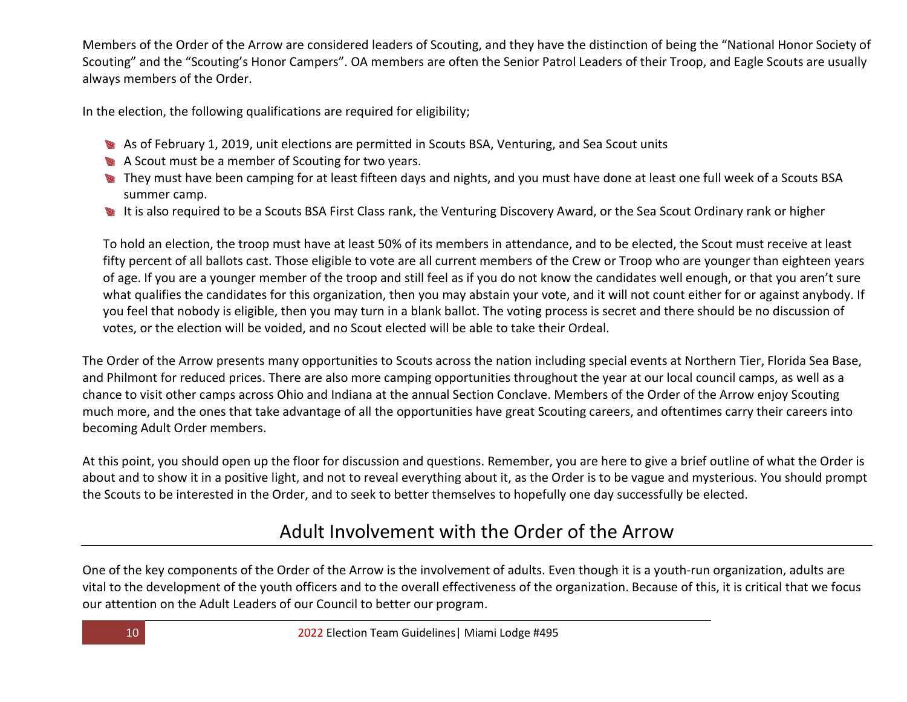Members of the Order of the Arrow are considered leaders of Scouting, and they have the distinction of being the "National Honor Society of Scouting" and the "Scouting's Honor Campers". OA members are often the Senior Patrol Leaders of their Troop, and Eagle Scouts are usually always members of the Order.

In the election, the following qualifications are required for eligibility;

- As of February 1, 2019, unit elections are permitted in Scouts BSA, Venturing, and Sea Scout units
- A Scout must be a member of Scouting for two years.
- They must have been camping for at least fifteen days and nights, and you must have done at least one full week of a Scouts BSA summer camp.
- It is also required to be a Scouts BSA First Class rank, the Venturing Discovery Award, or the Sea Scout Ordinary rank or higher

To hold an election, the troop must have at least 50% of its members in attendance, and to be elected, the Scout must receive at least fifty percent of all ballots cast. Those eligible to vote are all current members of the Crew or Troop who are younger than eighteen years of age. If you are a younger member of the troop and still feel as if you do not know the candidates well enough, or that you aren't sure what qualifies the candidates for this organization, then you may abstain your vote, and it will not count either for or against anybody. If you feel that nobody is eligible, then you may turn in a blank ballot. The voting process is secret and there should be no discussion of votes, or the election will be voided, and no Scout elected will be able to take their Ordeal.

The Order of the Arrow presents many opportunities to Scouts across the nation including special events at Northern Tier, Florida Sea Base, and Philmont for reduced prices. There are also more camping opportunities throughout the year at our local council camps, as well as a chance to visit other camps across Ohio and Indiana at the annual Section Conclave. Members of the Order of the Arrow enjoy Scouting much more, and the ones that take advantage of all the opportunities have great Scouting careers, and oftentimes carry their careers into becoming Adult Order members.

At this point, you should open up the floor for discussion and questions. Remember, you are here to give a brief outline of what the Order is about and to show it in a positive light, and not to reveal everything about it, as the Order is to be vague and mysterious. You should prompt the Scouts to be interested in the Order, and to seek to better themselves to hopefully one day successfully be elected.

## Adult Involvement with the Order of the Arrow

One of the key components of the Order of the Arrow is the involvement of adults. Even though it is a youth-run organization, adults are vital to the development of the youth officers and to the overall effectiveness of the organization. Because of this, it is critical that we focus our attention on the Adult Leaders of our Council to better our program.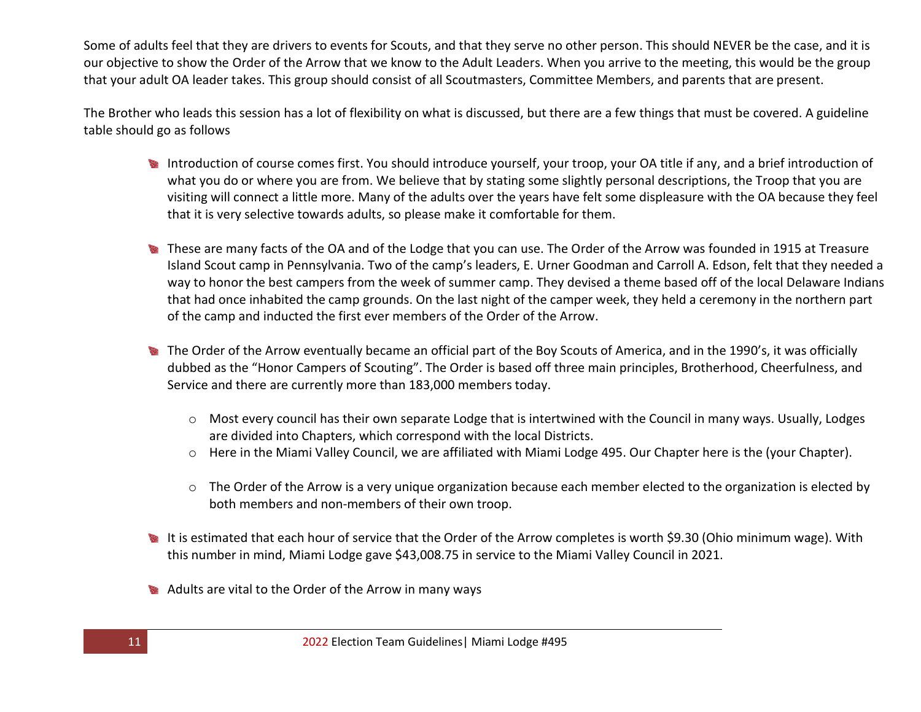Some of adults feel that they are drivers to events for Scouts, and that they serve no other person. This should NEVER be the case, and it is our objective to show the Order of the Arrow that we know to the Adult Leaders. When you arrive to the meeting, this would be the group that your adult OA leader takes. This group should consist of all Scoutmasters, Committee Members, and parents that are present.

The Brother who leads this session has a lot of flexibility on what is discussed, but there are a few things that must be covered. A guideline table should go as follows

- Introduction of course comes first. You should introduce yourself, your troop, your OA title if any, and a brief introduction of what you do or where you are from. We believe that by stating some slightly personal descriptions, the Troop that you are visiting will connect a little more. Many of the adults over the years have felt some displeasure with the OA because they feel that it is very selective towards adults, so please make it comfortable for them.

- These are many facts of the OA and of the Lodge that you can use. The Order of the Arrow was founded in 1915 at Treasure Island Scout camp in Pennsylvania. Two of the camp's leaders, E. Urner Goodman and Carroll A. Edson, felt that they needed a way to honor the best campers from the week of summer camp. They devised a theme based off of the local Delaware Indians that had once inhabited the camp grounds. On the last night of the camper week, they held a ceremony in the northern part of the camp and inducted the first ever members of the Order of the Arrow.

- The Order of the Arrow eventually became an official part of the Boy Scouts of America, and in the 1990's, it was officially dubbed as the "Honor Campers of Scouting". The Order is based off three main principles, Brotherhood, Cheerfulness, and Service and there are currently more than 183,000 members today.

  - Most every council has their own separate Lodge that is intertwined with the Council in many ways. Usually, Lodges are divided into Chapters, which correspond with the local Districts.
  - Here in the Miami Valley Council, we are affiliated with Miami Lodge 495. Our Chapter here is the (your Chapter).
  - The Order of the Arrow is a very unique organization because each member elected to the organization is elected by both members and non-members of their own troop.

- It is estimated that each hour of service that the Order of the Arrow completes is worth $9.30 (Ohio minimum wage). With this number in mind, Miami Lodge gave $43,008.75 in service to the Miami Valley Council in 2021.

- Adults are vital to the Order of the Arrow in many ways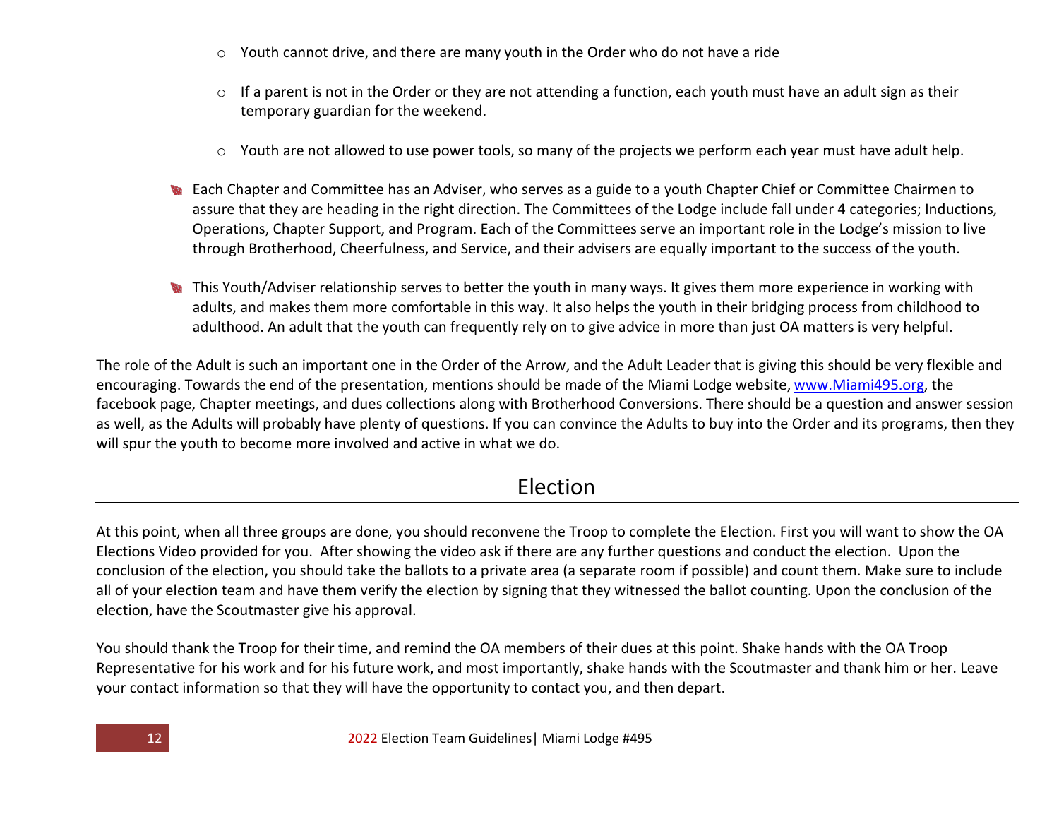- Youth cannot drive, and there are many youth in the Order who do not have a ride
    - If a parent is not in the Order or they are not attending a function, each youth must have an adult sign as their temporary guardian for the weekend.
    - Youth are not allowed to use power tools, so many of the projects we perform each year must have adult help.

- Each Chapter and Committee has an Adviser, who serves as a guide to a youth Chapter Chief or Committee Chairmen to assure that they are heading in the right direction. The Committees of the Lodge include fall under 4 categories; Inductions, Operations, Chapter Support, and Program. Each of the Committees serve an important role in the Lodge's mission to live through Brotherhood, Cheerfulness, and Service, and their advisers are equally important to the success of the youth.

- This Youth/Adviser relationship serves to better the youth in many ways. It gives them more experience in working with adults, and makes them more comfortable in this way. It also helps the youth in their bridging process from childhood to adulthood. An adult that the youth can frequently rely on to give advice in more than just OA matters is very helpful.

The role of the Adult is such an important one in the Order of the Arrow, and the Adult Leader that is giving this should be very flexible and encouraging. Towards the end of the presentation, mentions should be made of the Miami Lodge website, [www.Miami495.org](www.Miami495.org), the facebook page, Chapter meetings, and dues collections along with Brotherhood Conversions. There should be a question and answer session as well, as the Adults will probably have plenty of questions. If you can convince the Adults to buy into the Order and its programs, then they will spur the youth to become more involved and active in what we do.

## Election

At this point, when all three groups are done, you should reconvene the Troop to complete the Election. First you will want to show the OA Elections Video provided for you. After showing the video ask if there are any further questions and conduct the election. Upon the conclusion of the election, you should take the ballots to a private area (a separate room if possible) and count them. Make sure to include all of your election team and have them verify the election by signing that they witnessed the ballot counting. Upon the conclusion of the election, have the Scoutmaster give his approval.

You should thank the Troop for their time, and remind the OA members of their dues at this point. Shake hands with the OA Troop Representative for his work and for his future work, and most importantly, shake hands with the Scoutmaster and thank him or her. Leave your contact information so that they will have the opportunity to contact you, and then depart.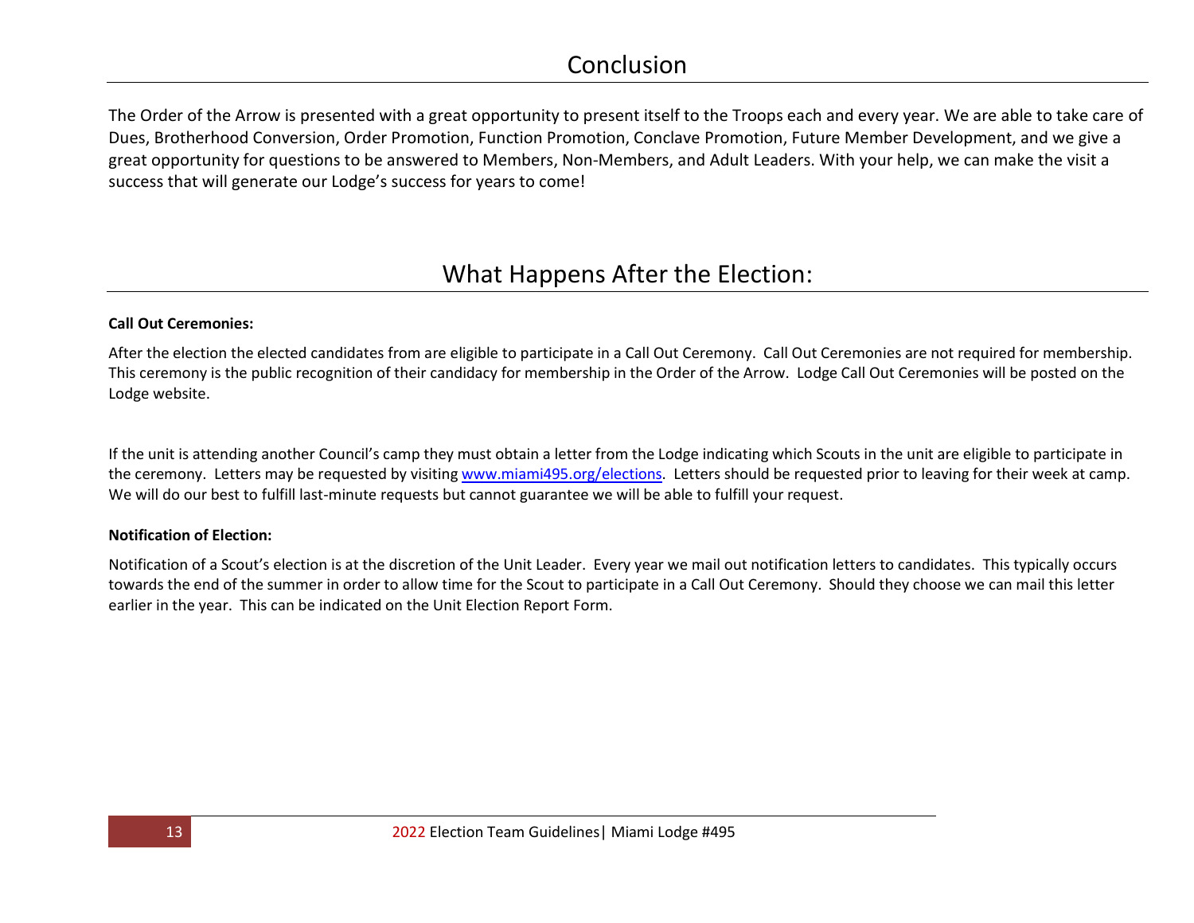# Conclusion

The Order of the Arrow is presented with a great opportunity to present itself to the Troops each and every year. We are able to take care of Dues, Brotherhood Conversion, Order Promotion, Function Promotion, Conclave Promotion, Future Member Development, and we give a great opportunity for questions to be answered to Members, Non-Members, and Adult Leaders. With your help, we can make the visit a success that will generate our Lodge's success for years to come!

# What Happens After the Election:

**Call Out Ceremonies:**

After the election the elected candidates from are eligible to participate in a Call Out Ceremony. Call Out Ceremonies are not required for membership. This ceremony is the public recognition of their candidacy for membership in the Order of the Arrow. Lodge Call Out Ceremonies will be posted on the Lodge website.

If the unit is attending another Council's camp they must obtain a letter from the Lodge indicating which Scouts in the unit are eligible to participate in the ceremony. Letters may be requested by visiting [www.miami495.org/elections](www.miami495.org/elections). Letters should be requested prior to leaving for their week at camp. We will do our best to fulfill last-minute requests but cannot guarantee we will be able to fulfill your request.

**Notification of Election:**

Notification of a Scout's election is at the discretion of the Unit Leader. Every year we mail out notification letters to candidates. This typically occurs towards the end of the summer in order to allow time for the Scout to participate in a Call Out Ceremony. Should they choose we can mail this letter earlier in the year. This can be indicated on the Unit Election Report Form.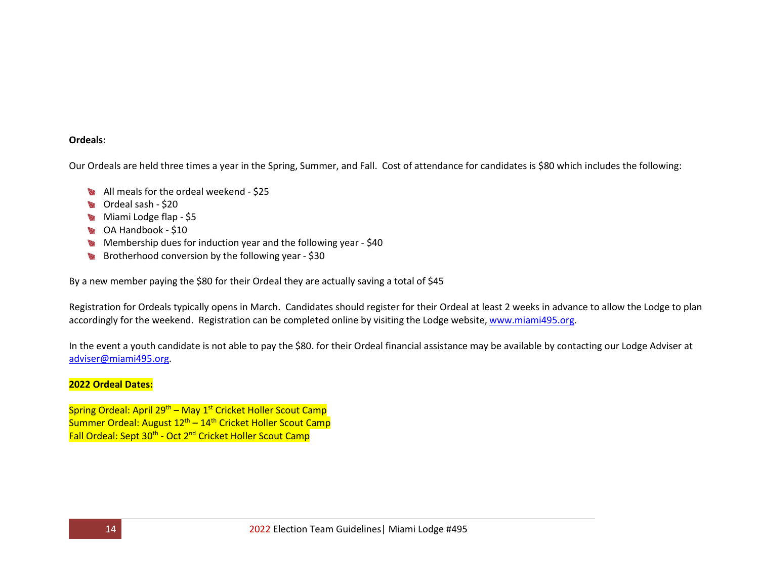**Ordeals:**

Our Ordeals are held three times a year in the Spring, Summer, and Fall. Cost of attendance for candidates is $80 which includes the following:

- All meals for the ordeal weekend - $25
- Ordeal sash - $20
- Miami Lodge flap - $5
- OA Handbook - $10
- Membership dues for induction year and the following year - $40
- Brotherhood conversion by the following year - $30

By a new member paying the $80 for their Ordeal they are actually saving a total of $45

Registration for Ordeals typically opens in March. Candidates should register for their Ordeal at least 2 weeks in advance to allow the Lodge to plan accordingly for the weekend. Registration can be completed online by visiting the Lodge website, www.miami495.org.

In the event a youth candidate is not able to pay the $80. for their Ordeal financial assistance may be available by contacting our Lodge Adviser at adviser@miami495.org.

**2022 Ordeal Dates:**

Spring Ordeal: April 29th – May 1st Cricket Holler Scout Camp
Summer Ordeal: August 12th – 14th Cricket Holler Scout Camp
Fall Ordeal: Sept 30th - Oct 2nd Cricket Holler Scout Camp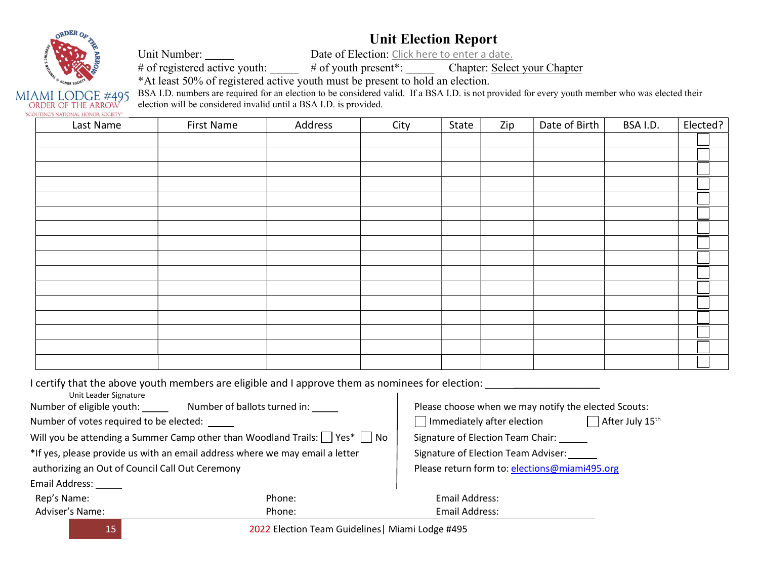MIAMI LODGE #495
ORDER OF THE ARROW
"SCOUTING'S NATIONAL HONOR SOCIETY"

# Unit Election Report

Unit Number: _____ Date of Election: Click here to enter a date.

# of registered active youth: _____ # of youth present*: _____ Chapter: Select your Chapter

*At least 50% of registered active youth must be present to hold an election.

BSA I.D. numbers are required for an election to be considered valid. If a BSA I.D. is not provided for every youth member who was elected their election will be considered invalid until a BSA I.D. is provided.

| Last Name | First Name | Address | City | State | Zip | Date of Birth | BSA I.D. | Elected? |
|---|---|---|---|---|---|---|---|---|
| | | | | | | | | ☐ |
| | | | | | | | | ☐ |
| | | | | | | | | ☐ |
| | | | | | | | | ☐ |
| | | | | | | | | ☐ |
| | | | | | | | | ☐ |
| | | | | | | | | ☐ |
| | | | | | | | | ☐ |
| | | | | | | | | ☐ |
| | | | | | | | | ☐ |
| | | | | | | | | ☐ |
| | | | | | | | | ☐ |
| | | | | | | | | ☐ |
| | | | | | | | | ☐ |
| | | | | | | | | ☐ |
| | | | | | | | | ☐ |

I certify that the above youth members are eligible and I approve them as nominees for election: _______________________
Unit Leader Signature

Number of eligible youth: _____ Number of ballots turned in: _____

Number of votes required to be elected: _____

Will you be attending a Summer Camp other than Woodland Trails: ☐ Yes* ☐ No

*If yes, please provide us with an email address where we may email a letter authorizing an Out of Council Call Out Ceremony

Email Address: _____

Please choose when we may notify the elected Scouts:

☐ Immediately after election ☐ After July 15th

Signature of Election Team Chair: _____

Signature of Election Team Adviser: _____

Please return form to: elections@miami495.org

| Rep's Name: | Phone: | Email Address: |
|---|---|---|
| Adviser's Name: | Phone: | Email Address: |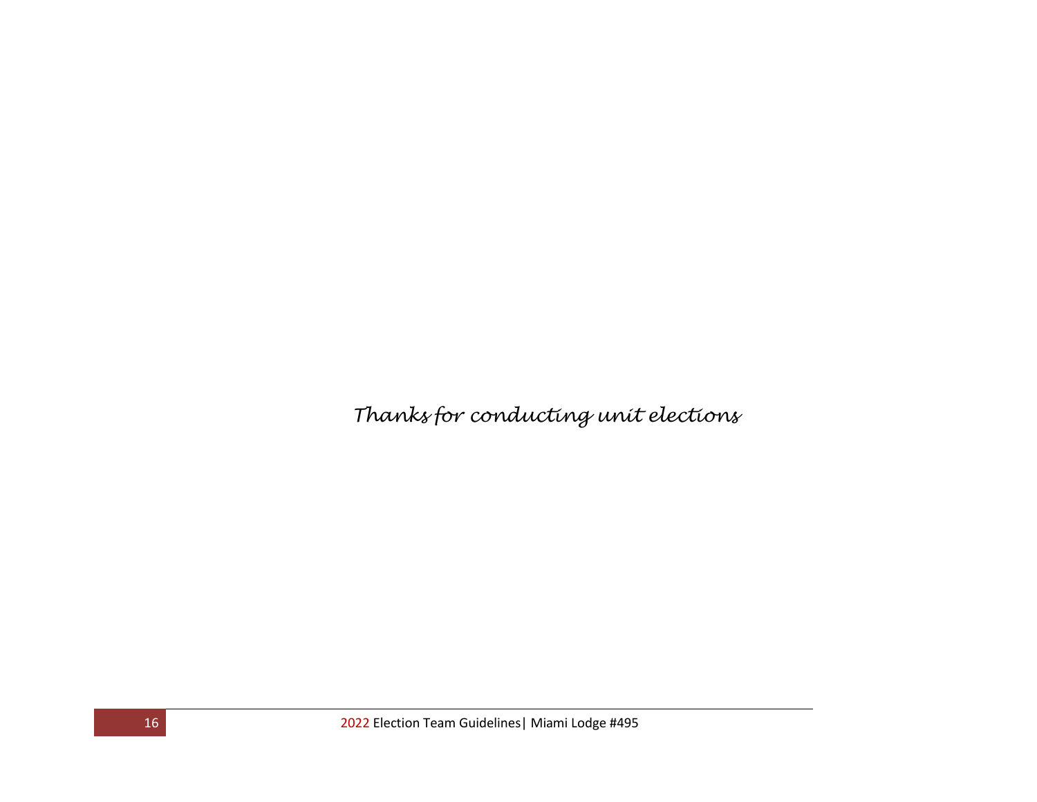*Thanks for conducting unit elections*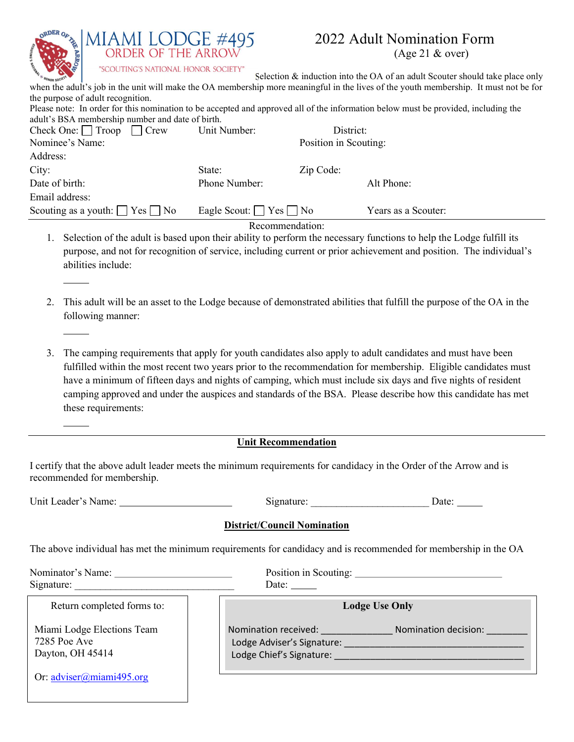# MIAMI LODGE #495

## ORDER OF THE ARROW

"SCOUTING'S NATIONAL HONOR SOCIETY"

# 2022 Adult Nomination Form

(Age 21 & over)

Selection & induction into the OA of an adult Scouter should take place only when the adult's job in the unit will make the OA membership more meaningful in the lives of the youth membership. It must not be for the purpose of adult recognition.

Please note: In order for this nomination to be accepted and approved all of the information below must be provided, including the adult's BSA membership number and date of birth.

Check One: ☐ Troop ☐ Crew Unit Number: District:

Nominee's Name: Position in Scouting:

Address:

City: State: Zip Code:

Date of birth: Phone Number: Alt Phone:

Email address:

Scouting as a youth: ☐ Yes ☐ No Eagle Scout: ☐ Yes ☐ No Years as a Scouter:

Recommendation:

1. Selection of the adult is based upon their ability to perform the necessary functions to help the Lodge fulfill its purpose, and not for recognition of service, including current or prior achievement and position. The individual's abilities include:

   _____

2. This adult will be an asset to the Lodge because of demonstrated abilities that fulfill the purpose of the OA in the following manner:

   _____

3. The camping requirements that apply for youth candidates also apply to adult candidates and must have been fulfilled within the most recent two years prior to the recommendation for membership. Eligible candidates must have a minimum of fifteen days and nights of camping, which must include six days and five nights of resident camping approved and under the auspices and standards of the BSA. Please describe how this candidate has met these requirements:

   _____

**Unit Recommendation**

I certify that the above adult leader meets the minimum requirements for candidacy in the Order of the Arrow and is recommended for membership.

Unit Leader's Name: ______________________ Signature: _______________________ Date: _____

**District/Council Nomination**

The above individual has met the minimum requirements for candidacy and is recommended for membership in the OA

Nominator's Name: ______________________ Position in Scouting: _____________________________

Signature: _______________________________ Date: _____

Return completed forms to:

Miami Lodge Elections Team
7285 Poe Ave
Dayton, OH 45414

Or: adviser@miami495.org

**Lodge Use Only**

Nomination received: _____________ Nomination decision: ________

Lodge Adviser's Signature: __________________________________

Lodge Chief's Signature: ____________________________________